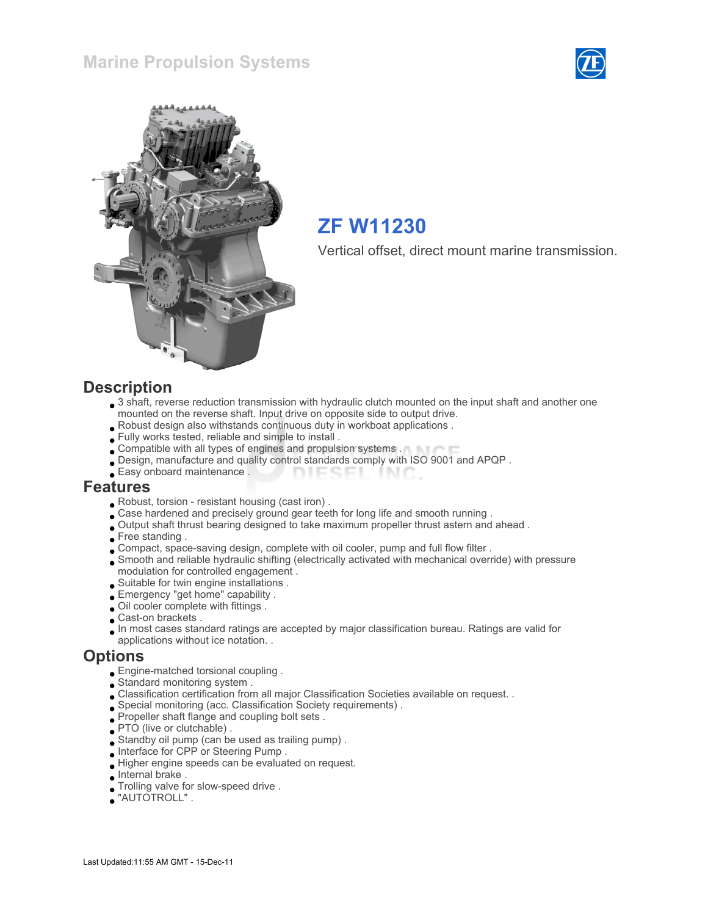# Marine Propulsion Systems

## ZF W11230

Vertical offset, direct mount marine transmission.

## Description

- 3 shaft, reverse reduction transmission with hydraulic clutch mounted on the input shaft and another one mounted on the reverse shaft. Input drive on opposite side to output drive.
- Robust design also withstands continuous duty in workboat applications .
- Fully works tested, reliable and simple to install .
- Compatible with all types of engines and propulsion systems .
- Design, manufacture and quality control standards comply with ISO 9001 and APQP .
- Easy onboard maintenance .

## Features

- Robust, torsion - resistant housing (cast iron) .
- Case hardened and precisely ground gear teeth for long life and smooth running .
- Output shaft thrust bearing designed to take maximum propeller thrust astern and ahead .
- Free standing .
- Compact, space-saving design, complete with oil cooler, pump and full flow filter .
- Smooth and reliable hydraulic shifting (electrically activated with mechanical override) with pressure modulation for controlled engagement .
- Suitable for twin engine installations .
- Emergency "get home" capability .
- Oil cooler complete with fittings .
- Cast-on brackets .
- In most cases standard ratings are accepted by major classification bureau. Ratings are valid for applications without ice notation. .

## Options

- Engine-matched torsional coupling .
- Standard monitoring system .
- Classification certification from all major Classification Societies available on request. .
- Special monitoring (acc. Classification Society requirements) .
- Propeller shaft flange and coupling bolt sets .
- PTO (live or clutchable) .
- Standby oil pump (can be used as trailing pump) .
- Interface for CPP or Steering Pump .
- Higher engine speeds can be evaluated on request.
- Internal brake .
- Trolling valve for slow-speed drive .
- "AUTOTROLL" .

Last Updated:11:55 AM GMT - 15-Dec-11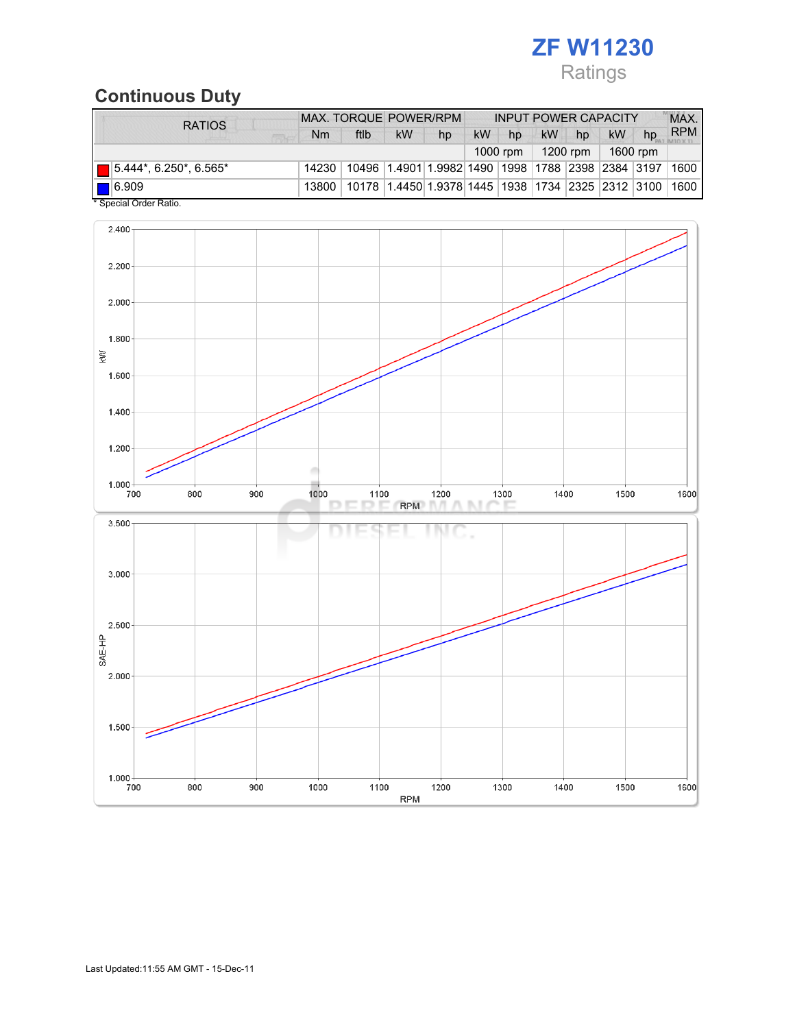# ZF W11230

Ratings

## Continuous Duty

| RATIOS | MAX. TORQUE | | POWER/RPM | | INPUT POWER CAPACITY | | | | | | MAX. RPM |
|---|---|---|---|---|---|---|---|---|---|---|---|
| | Nm | ftlb | kW | hp | kW | hp | kW | hp | kW | hp | |
| | | | | | 1000 rpm | | 1200 rpm | | 1600 rpm | | |
| 5.444*, 6.250*, 6.565* | 14230 | 10496 | 1.4901 | 1.9982 | 1490 | 1998 | 1788 | 2398 | 2384 | 3197 | 1600 |
| 6.909 | 13800 | 10178 | 1.4450 | 1.9378 | 1445 | 1938 | 1734 | 2325 | 2312 | 3100 | 1600 |

\* Special Order Ratio.

Last Updated:11:55 AM GMT - 15-Dec-11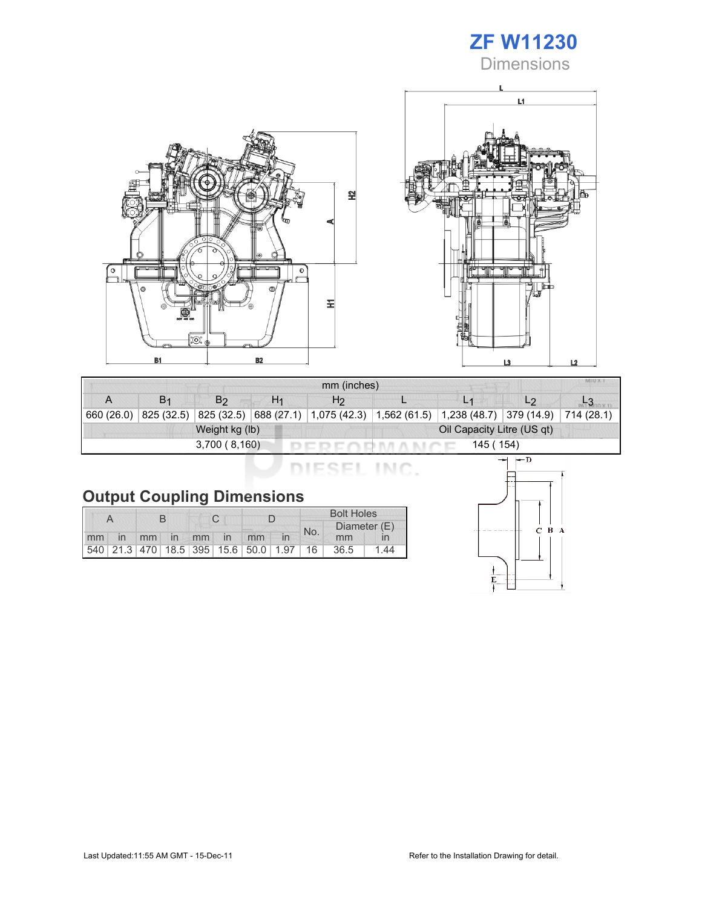# ZF W11230

## Dimensions

| mm (inches) | | | | | | | | |
|---|---|---|---|---|---|---|---|---|
| A | $B_1$ | $B_2$ | $H_1$ | $H_2$ | L | $L_1$ | $L_2$ | $L_3$ |
| 660 (26.0) | 825 (32.5) | 825 (32.5) | 688 (27.1) | 1,075 (42.3) | 1,562 (61.5) | 1,238 (48.7) | 379 (14.9) | 714 (28.1) |

| Weight kg (lb) | Oil Capacity Litre (US qt) |
|---|---|
| 3,700 ( 8,160) | 145 ( 154) |

## Output Coupling Dimensions

| A | | B | | C | | D | | Bolt Holes | | |
|---|---|---|---|---|---|---|---|---|---|---|
| | | | | | | | | No. | Diameter (E) | |
| mm | in | mm | in | mm | in | mm | in | | mm | in |
| 540 | 21.3 | 470 | 18.5 | 395 | 15.6 | 50.0 | 1.97 | 16 | 36.5 | 1.44 |

Last Updated:11:55 AM GMT - 15-Dec-11

Refer to the Installation Drawing for detail.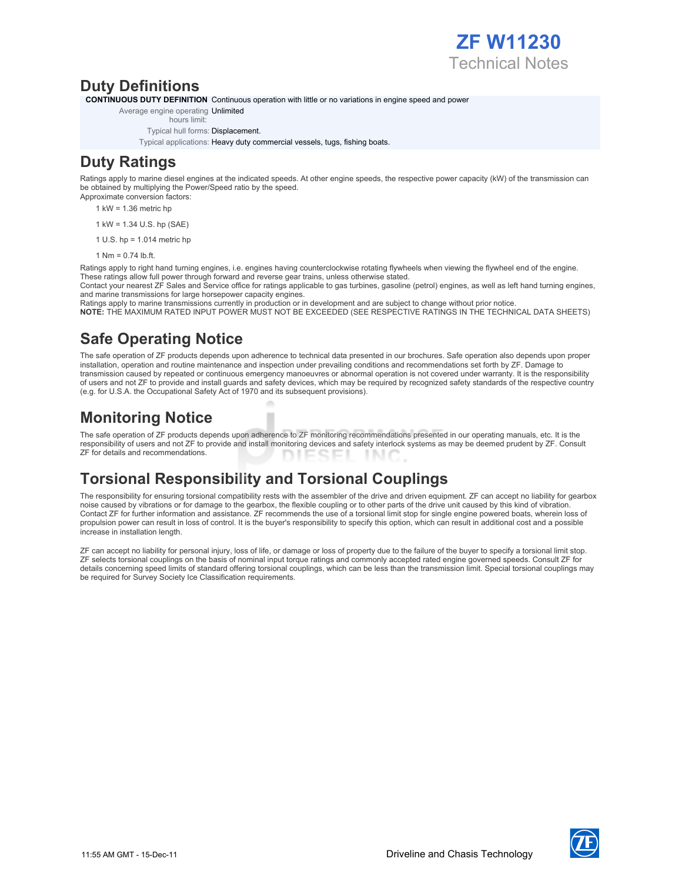# ZF W11230

## Technical Notes

## Duty Definitions

| | |
|---|---|
| **CONTINUOUS DUTY DEFINITION** | Continuous operation with little or no variations in engine speed and power |
| Average engine operating hours limit: | Unlimited |
| Typical hull forms: | Displacement. |
| Typical applications: | Heavy duty commercial vessels, tugs, fishing boats. |

## Duty Ratings

Ratings apply to marine diesel engines at the indicated speeds. At other engine speeds, the respective power capacity (kW) of the transmission can be obtained by multiplying the Power/Speed ratio by the speed.
Approximate conversion factors:

- 1 kW = 1.36 metric hp
- 1 kW = 1.34 U.S. hp (SAE)
- 1 U.S. hp = 1.014 metric hp
- 1 Nm = 0.74 lb.ft.

Ratings apply to right hand turning engines, i.e. engines having counterclockwise rotating flywheels when viewing the flywheel end of the engine. These ratings allow full power through forward and reverse gear trains, unless otherwise stated.
Contact your nearest ZF Sales and Service office for ratings applicable to gas turbines, gasoline (petrol) engines, as well as left hand turning engines, and marine transmissions for large horsepower capacity engines.
Ratings apply to marine transmissions currently in production or in development and are subject to change without prior notice.
**NOTE:** THE MAXIMUM RATED INPUT POWER MUST NOT BE EXCEEDED (SEE RESPECTIVE RATINGS IN THE TECHNICAL DATA SHEETS)

## Safe Operating Notice

The safe operation of ZF products depends upon adherence to technical data presented in our brochures. Safe operation also depends upon proper installation, operation and routine maintenance and inspection under prevailing conditions and recommendations set forth by ZF. Damage to transmission caused by repeated or continuous emergency manoeuvres or abnormal operation is not covered under warranty. It is the responsibility of users and not ZF to provide and install guards and safety devices, which may be required by recognized safety standards of the respective country (e.g. for U.S.A. the Occupational Safety Act of 1970 and its subsequent provisions).

## Monitoring Notice

The safe operation of ZF products depends upon adherence to ZF monitoring recommendations presented in our operating manuals, etc. It is the responsibility of users and not ZF to provide and install monitoring devices and safety interlock systems as may be deemed prudent by ZF. Consult ZF for details and recommendations.

## Torsional Responsibility and Torsional Couplings

The responsibility for ensuring torsional compatibility rests with the assembler of the drive and driven equipment. ZF can accept no liability for gearbox noise caused by vibrations or for damage to the gearbox, the flexible coupling or to other parts of the drive unit caused by this kind of vibration. Contact ZF for further information and assistance. ZF recommends the use of a torsional limit stop for single engine powered boats, wherein loss of propulsion power can result in loss of control. It is the buyer's responsibility to specify this option, which can result in additional cost and a possible increase in installation length.

ZF can accept no liability for personal injury, loss of life, or damage or loss of property due to the failure of the buyer to specify a torsional limit stop. ZF selects torsional couplings on the basis of nominal input torque ratings and commonly accepted rated engine governed speeds. Consult ZF for details concerning speed limits of standard offering torsional couplings, which can be less than the transmission limit. Special torsional couplings may be required for Survey Society Ice Classification requirements.